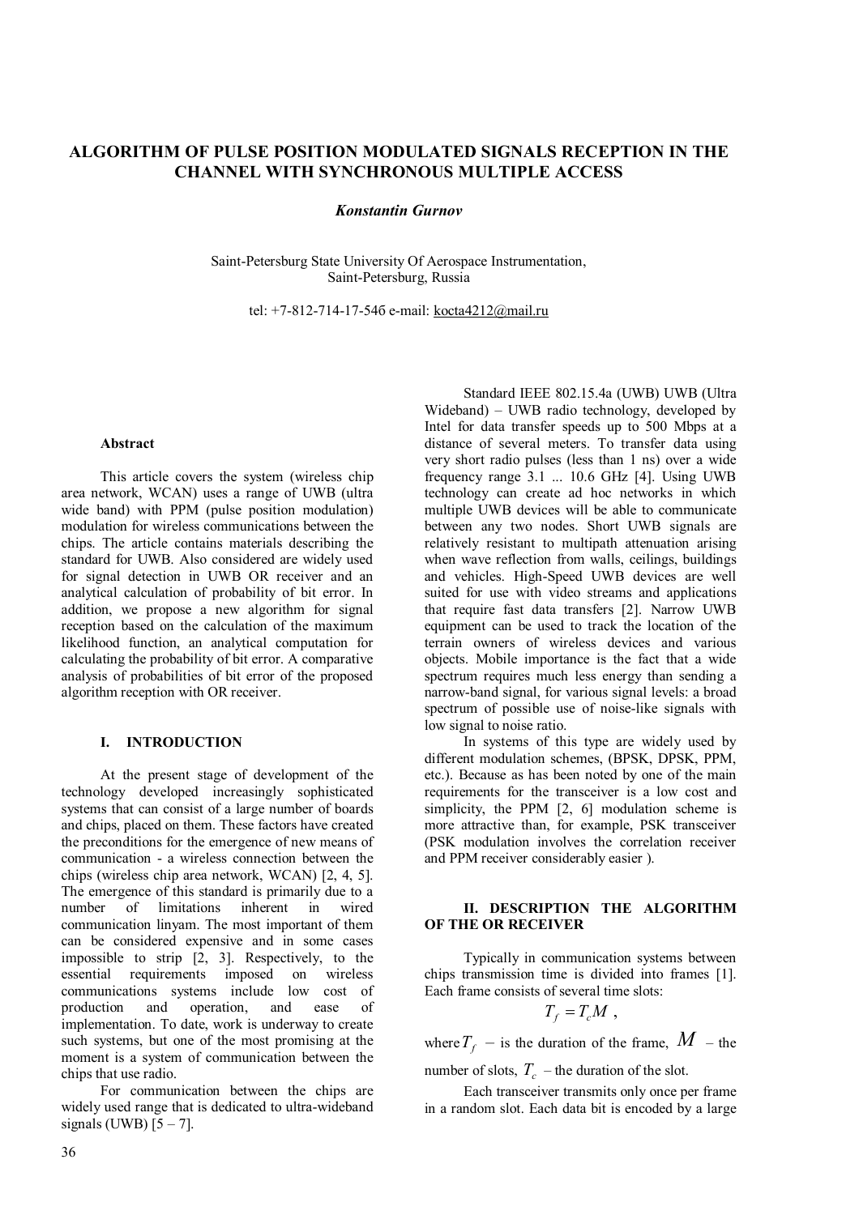# ALGORITHM OF PULSE POSITION MODULATED SIGNALS RECEPTION IN THE CHANNEL WITH SYNCHRONOUS MULTIPLE ACCESS

***Konstantin Gurnov***

Saint-Petersburg State University Of Aerospace Instrumentation,
Saint-Petersburg, Russia

tel: +7-812-714-17-546 e-mail: kocta4212@mail.ru

### Abstract

This article covers the system (wireless chip area network, WCAN) uses a range of UWB (ultra wide band) with PPM (pulse position modulation) modulation for wireless communications between the chips. The article contains materials describing the standard for UWB. Also considered are widely used for signal detection in UWB OR receiver and an analytical calculation of probability of bit error. In addition, we propose a new algorithm for signal reception based on the calculation of the maximum likelihood function, an analytical computation for calculating the probability of bit error. A comparative analysis of probabilities of bit error of the proposed algorithm reception with OR receiver.

## I. INTRODUCTION

At the present stage of development of the technology developed increasingly sophisticated systems that can consist of a large number of boards and chips, placed on them. These factors have created the preconditions for the emergence of new means of communication - a wireless connection between the chips (wireless chip area network, WCAN) [2, 4, 5]. The emergence of this standard is primarily due to a number of limitations inherent in wired communication linyam. The most important of them can be considered expensive and in some cases impossible to strip [2, 3]. Respectively, to the essential requirements imposed on wireless communications systems include low cost of production and operation, and ease of implementation. To date, work is underway to create such systems, but one of the most promising at the moment is a system of communication between the chips that use radio.

For communication between the chips are widely used range that is dedicated to ultra-wideband signals (UWB) [5 – 7].

Standard IEEE 802.15.4a (UWB) UWB (Ultra Wideband) – UWB radio technology, developed by Intel for data transfer speeds up to 500 Mbps at a distance of several meters. To transfer data using very short radio pulses (less than 1 ns) over a wide frequency range 3.1 ... 10.6 GHz [4]. Using UWB technology can create ad hoc networks in which multiple UWB devices will be able to communicate between any two nodes. Short UWB signals are relatively resistant to multipath attenuation arising when wave reflection from walls, ceilings, buildings and vehicles. High-Speed UWB devices are well suited for use with video streams and applications that require fast data transfers [2]. Narrow UWB equipment can be used to track the location of the terrain owners of wireless devices and various objects. Mobile importance is the fact that a wide spectrum requires much less energy than sending a narrow-band signal, for various signal levels: a broad spectrum of possible use of noise-like signals with low signal to noise ratio.

In systems of this type are widely used by different modulation schemes, (BPSK, DPSK, PPM, etc.). Because as has been noted by one of the main requirements for the transceiver is a low cost and simplicity, the PPM [2, 6] modulation scheme is more attractive than, for example, PSK transceiver (PSK modulation involves the correlation receiver and PPM receiver considerably easier ).

## II. DESCRIPTION THE ALGORITHM OF THE OR RECEIVER

Typically in communication systems between chips transmission time is divided into frames [1]. Each frame consists of several time slots:

$$T_f = T_c M \ ,$$

where $T_f$ – is the duration of the frame, $M$ – the number of slots, $T_c$ – the duration of the slot.

Each transceiver transmits only once per frame in a random slot. Each data bit is encoded by a large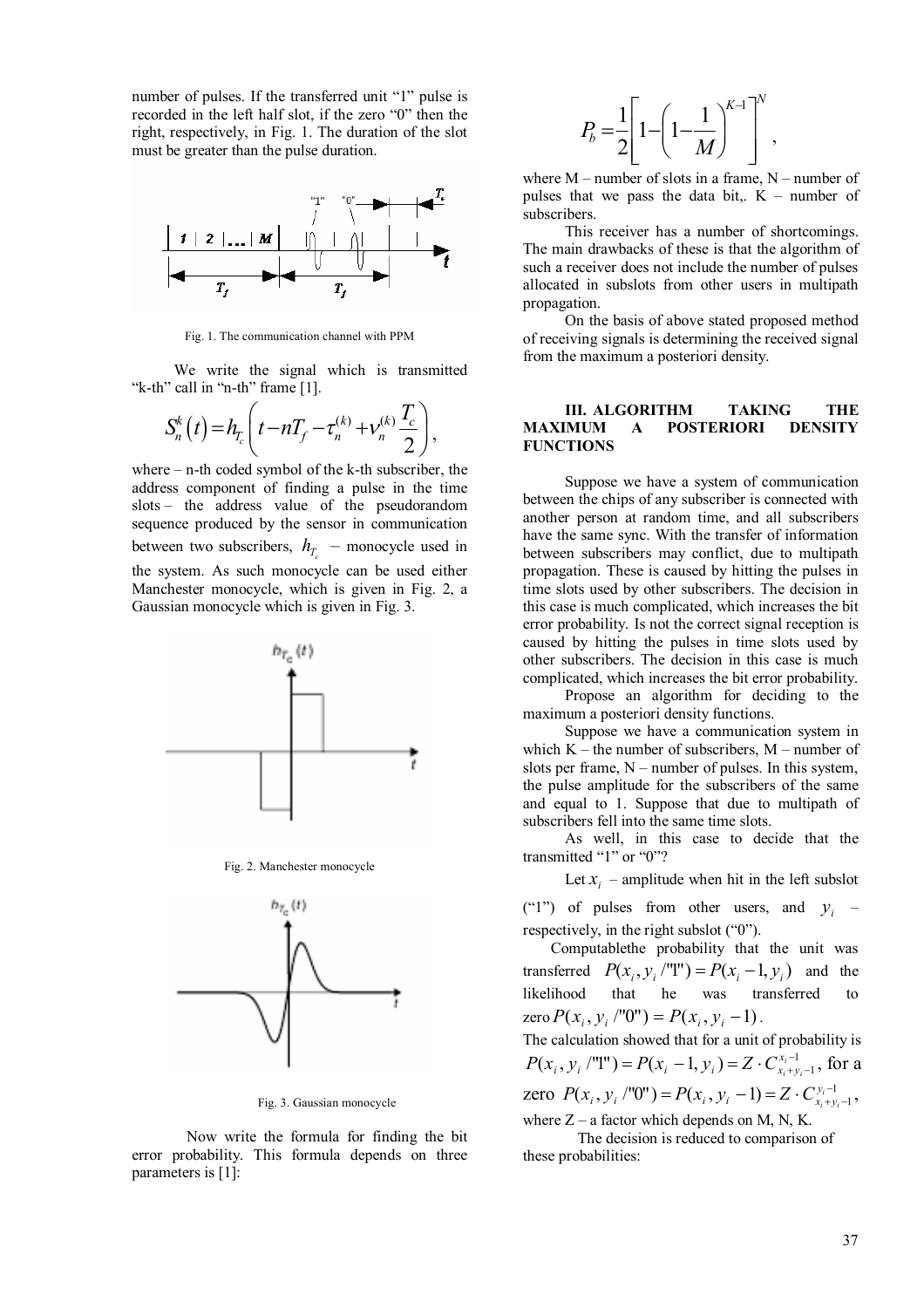number of pulses. If the transferred unit "1" pulse is recorded in the left half slot, if the zero "0" then the right, respectively, in Fig. 1. The duration of the slot must be greater than the pulse duration.

Fig. 1. The communication channel with PPM

We write the signal which is transmitted "k-th" call in "n-th" frame [1].

$$S_n^k(t) = h_{T_c}\left(t - nT_f - \tau_n^{(k)} + \nu_n^{(k)} \frac{T_c}{2}\right),$$

where – n-th coded symbol of the k-th subscriber, the address component of finding a pulse in the time slots – the address value of the pseudorandom sequence produced by the sensor in communication between two subscribers, $h_{T_c}$ – monocycle used in the system. As such monocycle can be used either Manchester monocycle, which is given in Fig. 2, a Gaussian monocycle which is given in Fig. 3.

Fig. 2. Manchester monocycle

Fig. 3. Gaussian monocycle

Now write the formula for finding the bit error probability. This formula depends on three parameters is [1]:

$$P_b = \frac{1}{2}\left[1 - \left(1 - \frac{1}{M}\right)^{K-1}\right]^N,$$

where M – number of slots in a frame, N – number of pulses that we pass the data bit,. K – number of subscribers.

This receiver has a number of shortcomings. The main drawbacks of these is that the algorithm of such a receiver does not include the number of pulses allocated in subslots from other users in multipath propagation.

On the basis of above stated proposed method of receiving signals is determining the received signal from the maximum a posteriori density.

## III. ALGORITHM TAKING THE MAXIMUM A POSTERIORI DENSITY FUNCTIONS

Suppose we have a system of communication between the chips of any subscriber is connected with another person at random time, and all subscribers have the same sync. With the transfer of information between subscribers may conflict, due to multipath propagation. These is caused by hitting the pulses in time slots used by other subscribers. The decision in this case is much complicated, which increases the bit error probability. Is not the correct signal reception is caused by hitting the pulses in time slots used by other subscribers. The decision in this case is much complicated, which increases the bit error probability.

Propose an algorithm for deciding to the maximum a posteriori density functions.

Suppose we have a communication system in which K – the number of subscribers, M – number of slots per frame, N – number of pulses. In this system, the pulse amplitude for the subscribers of the same and equal to 1. Suppose that due to multipath of subscribers fell into the same time slots.

As well, in this case to decide that the transmitted "1" or "0"?

Let $x_i$ – amplitude when hit in the left subslot ("1") of pulses from other users, and $y_i$ – respectively, in the right subslot ("0").

Computablethe probability that the unit was transferred $P(x_i, y_i / "1") = P(x_i - 1, y_i)$ and the likelihood that he was transferred to zero $P(x_i, y_i / "0") = P(x_i, y_i - 1)$.

The calculation showed that for a unit of probability is $P(x_i, y_i / "1") = P(x_i - 1, y_i) = Z \cdot C_{x_i + y_i - 1}^{x_i - 1}$, for a zero $P(x_i, y_i / "0") = P(x_i, y_i - 1) = Z \cdot C_{x_i + y_i - 1}^{y_i - 1}$,

where Z – a factor which depends on M, N, K.

The decision is reduced to comparison of these probabilities: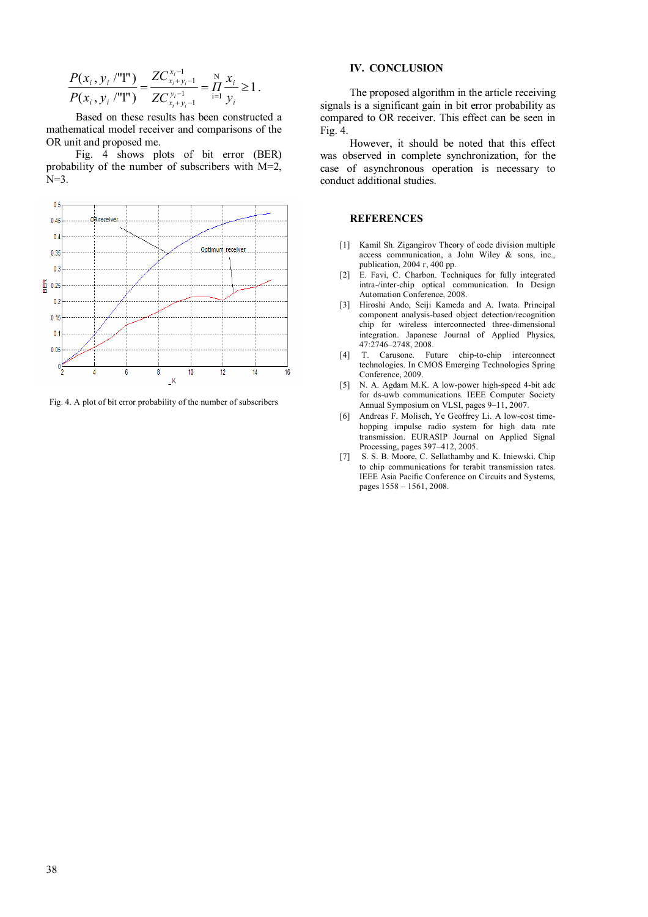$$\frac{P(x_i, y_i /"1")}{P(x_i, y_i /"1")} = \frac{ZC_{x_i+y_i-1}^{x_i-1}}{ZC_{x_i+y_i-1}^{y_i-1}} = \prod_{i=1}^{N} \frac{x_i}{y_i} \geq 1 .$$

Based on these results has been constructed a mathematical model receiver and comparisons of the OR unit and proposed me.

Fig. 4 shows plots of bit error (BER) probability of the number of subscribers with M=2, N=3.

0.5
0.45
0.4
0.35
0.3
0.25
0.2
0.15
0.1
0.05
0
BER
2
4
6
8
10
12
14
16
K
OR receiver
Optimum receiver

Fig. 4. A plot of bit error probability of the number of subscribers

## IV. CONCLUSION

The proposed algorithm in the article receiving signals is a significant gain in bit error probability as compared to OR receiver. This effect can be seen in Fig. 4.

However, it should be noted that this effect was observed in complete synchronization, for the case of asynchronous operation is necessary to conduct additional studies.

## REFERENCES

[1] Kamil Sh. Zigangirov Theory of code division multiple access communication, a John Wiley & sons, inc., publication, 2004 г, 400 pp.

[2] E. Favi, C. Charbon. Techniques for fully integrated intra-/inter-chip optical communication. In Design Automation Conference, 2008.

[3] Hiroshi Ando, Seiji Kameda and A. Iwata. Principal component analysis-based object detection/recognition chip for wireless interconnected three-dimensional integration. Japanese Journal of Applied Physics, 47:2746–2748, 2008.

[4] T. Carusone. Future chip-to-chip interconnect technologies. In CMOS Emerging Technologies Spring Conference, 2009.

[5] N. A. Agdam M.K. A low-power high-speed 4-bit adc for ds-uwb communications. IEEE Computer Society Annual Symposium on VLSI, pages 9–11, 2007.

[6] Andreas F. Molisch, Ye Geoffrey Li. A low-cost time-hopping impulse radio system for high data rate transmission. EURASIP Journal on Applied Signal Processing, pages 397–412, 2005.

[7] S. S. B. Moore, C. Sellathamby and K. Iniewski. Chip to chip communications for terabit transmission rates. IEEE Asia Pacific Conference on Circuits and Systems, pages 1558 – 1561, 2008.